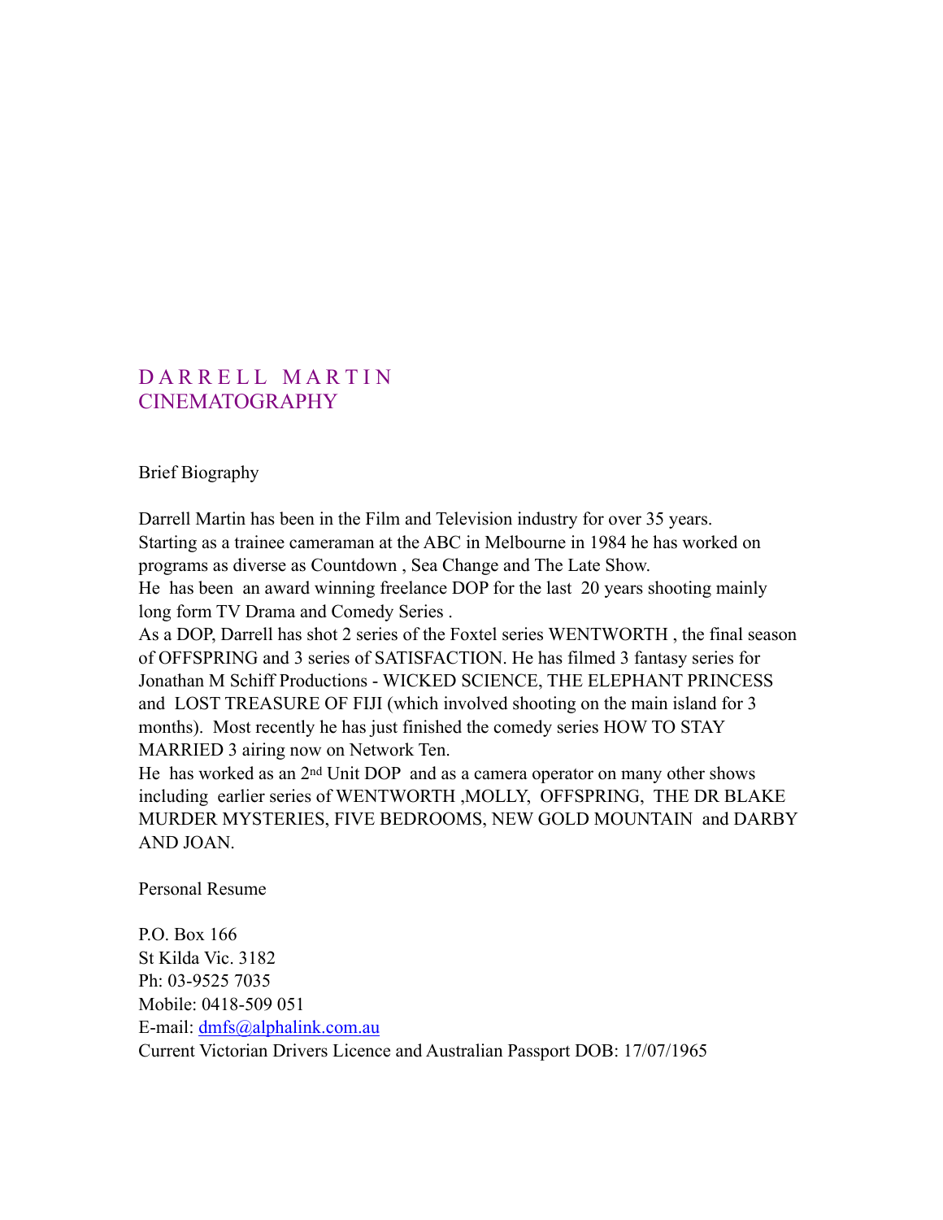# D A R R E L L   M A R T I N
# CINEMATOGRAPHY

Brief Biography

Darrell Martin has been in the Film and Television industry for over 35 years. Starting as a trainee cameraman at the ABC in Melbourne in 1984 he has worked on programs as diverse as Countdown , Sea Change and The Late Show.
He has been an award winning freelance DOP for the last 20 years shooting mainly long form TV Drama and Comedy Series .
As a DOP, Darrell has shot 2 series of the Foxtel series WENTWORTH , the final season of OFFSPRING and 3 series of SATISFACTION. He has filmed 3 fantasy series for Jonathan M Schiff Productions - WICKED SCIENCE, THE ELEPHANT PRINCESS and LOST TREASURE OF FIJI (which involved shooting on the main island for 3 months). Most recently he has just finished the comedy series HOW TO STAY MARRIED 3 airing now on Network Ten.
He has worked as an 2nd Unit DOP and as a camera operator on many other shows including earlier series of WENTWORTH ,MOLLY, OFFSPRING, THE DR BLAKE MURDER MYSTERIES, FIVE BEDROOMS, NEW GOLD MOUNTAIN and DARBY AND JOAN.

Personal Resume

P.O. Box 166
St Kilda Vic. 3182
Ph: 03-9525 7035
Mobile: 0418-509 051
E-mail: dmfs@alphalink.com.au
Current Victorian Drivers Licence and Australian Passport DOB: 17/07/1965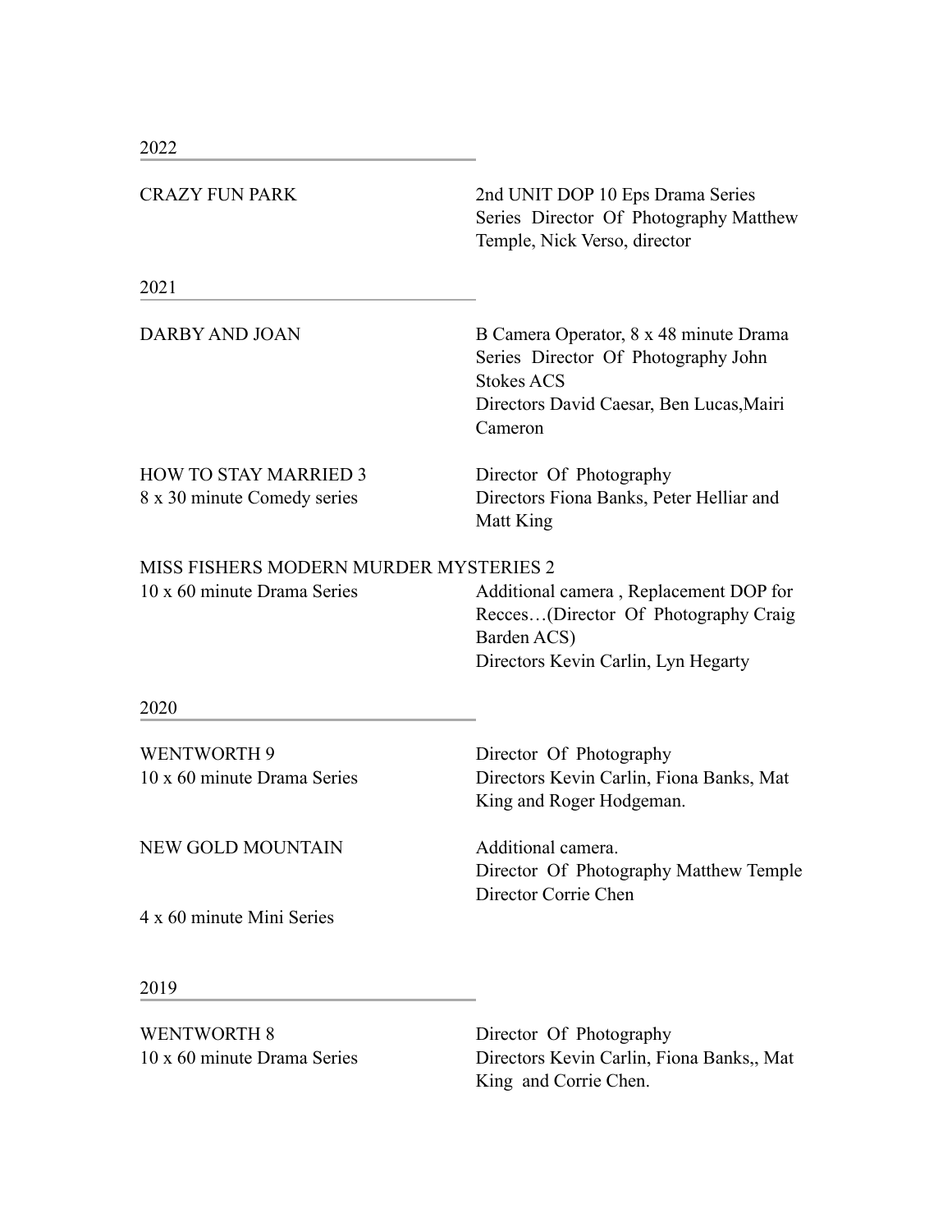## 2022

| | |
|---|---|
| CRAZY FUN PARK | 2nd UNIT DOP 10 Eps Drama Series Series Director Of Photography Matthew Temple, Nick Verso, director |

## 2021

| | |
|---|---|
| DARBY AND JOAN | B Camera Operator, 8 x 48 minute Drama Series Director Of Photography John Stokes ACS<br>Directors David Caesar, Ben Lucas,Mairi Cameron |
| HOW TO STAY MARRIED 3<br>8 x 30 minute Comedy series | Director Of Photography<br>Directors Fiona Banks, Peter Helliar and Matt King |

MISS FISHERS MODERN MURDER MYSTERIES 2

| | |
|---|---|
| 10 x 60 minute Drama Series | Additional camera , Replacement DOP for Recces…(Director Of Photography Craig Barden ACS)<br>Directors Kevin Carlin, Lyn Hegarty |

## 2020

| | |
|---|---|
| WENTWORTH 9<br>10 x 60 minute Drama Series | Director Of Photography<br>Directors Kevin Carlin, Fiona Banks, Mat King and Roger Hodgeman. |
| NEW GOLD MOUNTAIN<br><br>4 x 60 minute Mini Series | Additional camera.<br>Director Of Photography Matthew Temple<br>Director Corrie Chen |

## 2019

| | |
|---|---|
| WENTWORTH 8<br>10 x 60 minute Drama Series | Director Of Photography<br>Directors Kevin Carlin, Fiona Banks,, Mat King and Corrie Chen. |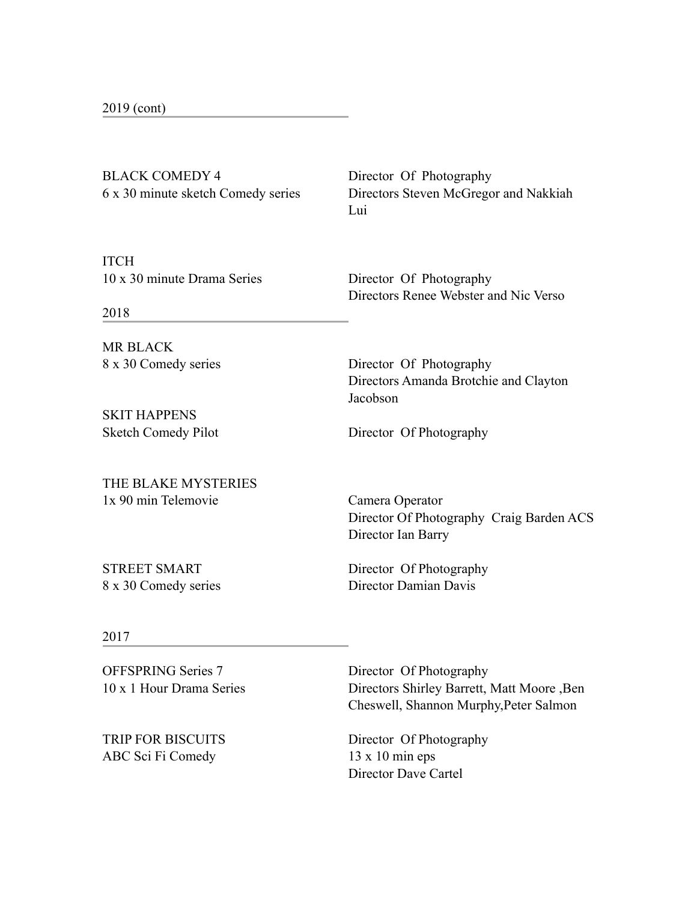## 2019 (cont)

| | |
|---|---|
| BLACK COMEDY 4<br>6 x 30 minute sketch Comedy series | Director Of Photography<br>Directors Steven McGregor and Nakkiah Lui |
| ITCH<br>10 x 30 minute Drama Series | Director Of Photography<br>Directors Renee Webster and Nic Verso |

## 2018

| | |
|---|---|
| MR BLACK<br>8 x 30 Comedy series | Director Of Photography<br>Directors Amanda Brotchie and Clayton Jacobson |
| SKIT HAPPENS<br>Sketch Comedy Pilot | Director Of Photography |
| THE BLAKE MYSTERIES<br>1x 90 min Telemovie | Camera Operator<br>Director Of Photography Craig Barden ACS<br>Director Ian Barry |
| STREET SMART<br>8 x 30 Comedy series | Director Of Photography<br>Director Damian Davis |

## 2017

| | |
|---|---|
| OFFSPRING Series 7<br>10 x 1 Hour Drama Series | Director Of Photography<br>Directors Shirley Barrett, Matt Moore ,Ben Cheswell, Shannon Murphy,Peter Salmon |
| TRIP FOR BISCUITS<br>ABC Sci Fi Comedy | Director Of Photography<br>13 x 10 min eps<br>Director Dave Cartel |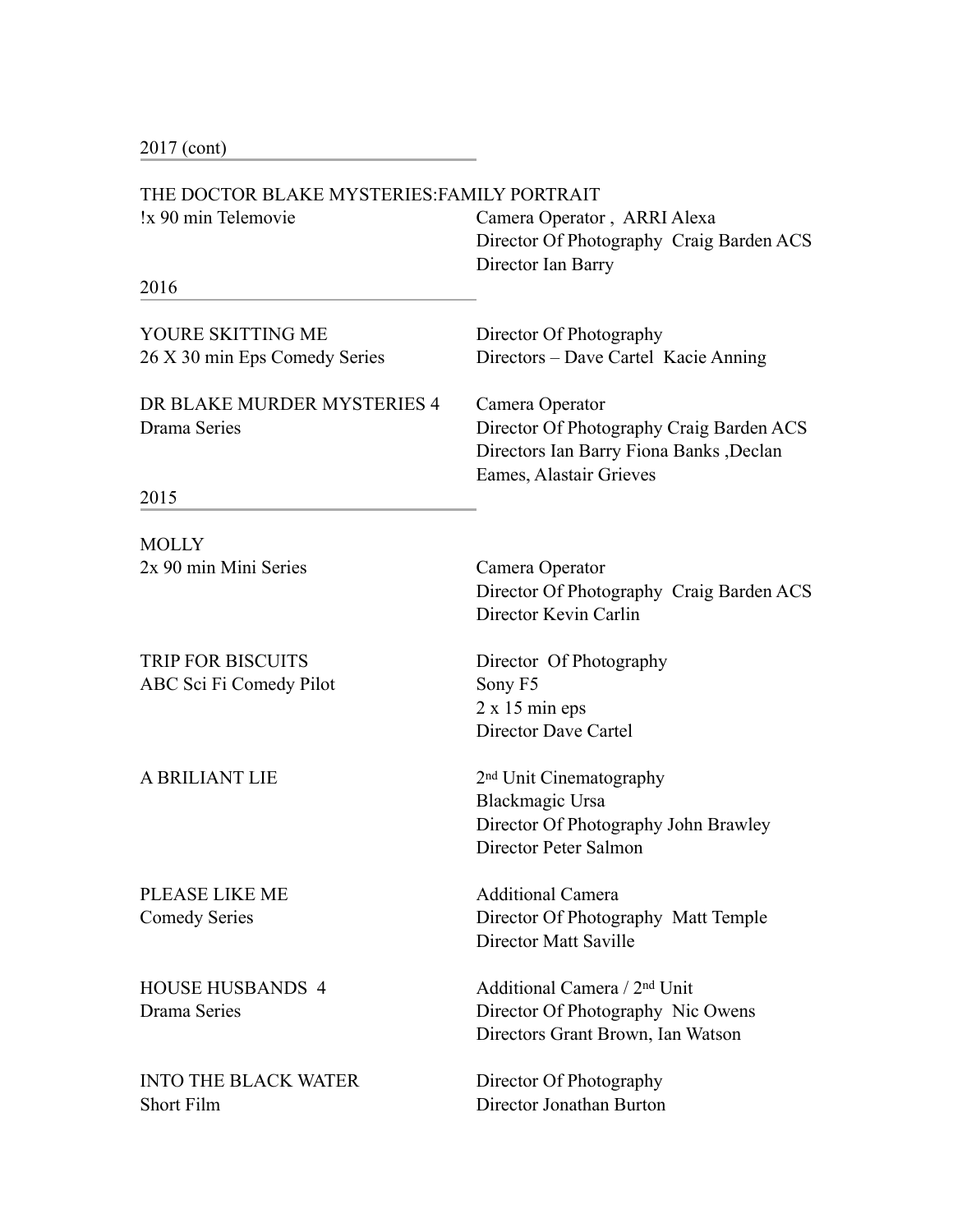## 2017 (cont)

**THE DOCTOR BLAKE MYSTERIES:FAMILY PORTRAIT**
!x 90 min Telemovie

Camera Operator , ARRI Alexa
Director Of Photography Craig Barden ACS
Director Ian Barry

## 2016

**YOURE SKITTING ME**
26 X 30 min Eps Comedy Series

Director Of Photography
Directors – Dave Cartel Kacie Anning

**DR BLAKE MURDER MYSTERIES 4**
Drama Series

Camera Operator
Director Of Photography Craig Barden ACS
Directors Ian Barry Fiona Banks ,Declan Eames, Alastair Grieves

## 2015

**MOLLY**
2x 90 min Mini Series

Camera Operator
Director Of Photography Craig Barden ACS
Director Kevin Carlin

**TRIP FOR BISCUITS**
ABC Sci Fi Comedy Pilot

Director Of Photography
Sony F5
2 x 15 min eps
Director Dave Cartel

**A BRILIANT LIE**

2nd Unit Cinematography
Blackmagic Ursa
Director Of Photography John Brawley
Director Peter Salmon

**PLEASE LIKE ME**
Comedy Series

Additional Camera
Director Of Photography Matt Temple
Director Matt Saville

**HOUSE HUSBANDS 4**
Drama Series

Additional Camera / 2nd Unit
Director Of Photography Nic Owens
Directors Grant Brown, Ian Watson

**INTO THE BLACK WATER**
Short Film

Director Of Photography
Director Jonathan Burton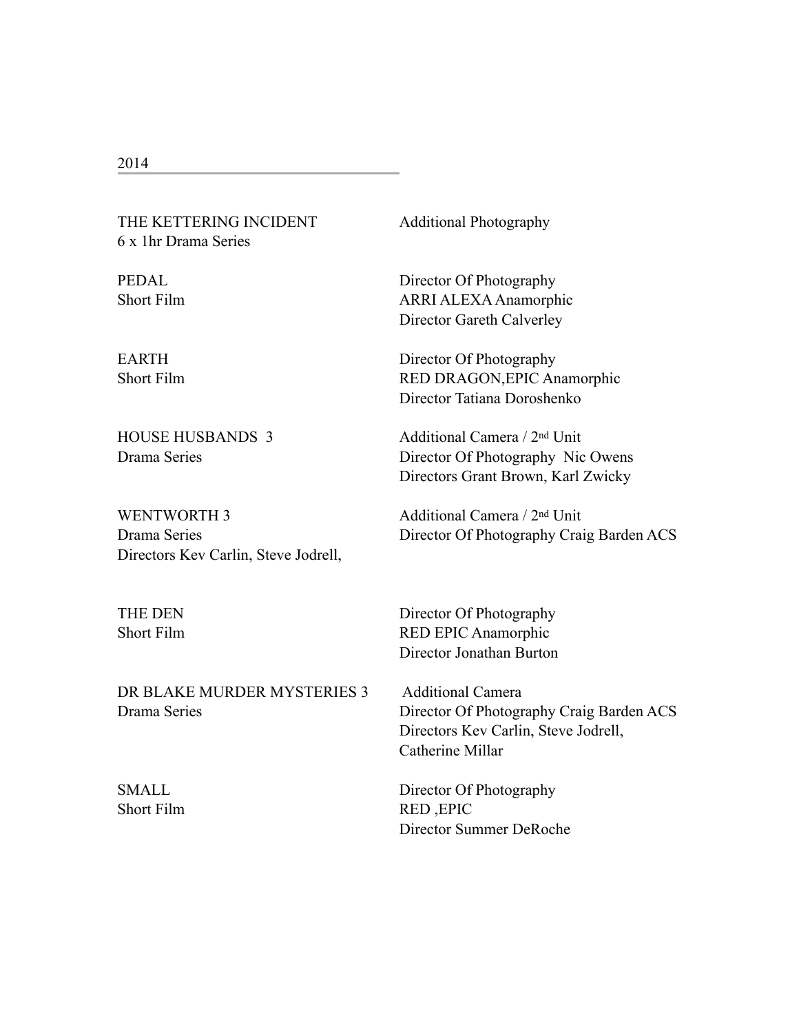## 2014

| | |
|---|---|
| THE KETTERING INCIDENT<br>6 x 1hr Drama Series | Additional Photography |
| PEDAL<br>Short Film | Director Of Photography<br>ARRI ALEXA Anamorphic<br>Director Gareth Calverley |
| EARTH<br>Short Film | Director Of Photography<br>RED DRAGON,EPIC Anamorphic<br>Director Tatiana Doroshenko |
| HOUSE HUSBANDS 3<br>Drama Series | Additional Camera / 2nd Unit<br>Director Of Photography Nic Owens<br>Directors Grant Brown, Karl Zwicky |
| WENTWORTH 3<br>Drama Series<br>Directors Kev Carlin, Steve Jodrell, | Additional Camera / 2nd Unit<br>Director Of Photography Craig Barden ACS |
| THE DEN<br>Short Film | Director Of Photography<br>RED EPIC Anamorphic<br>Director Jonathan Burton |
| DR BLAKE MURDER MYSTERIES 3<br>Drama Series | Additional Camera<br>Director Of Photography Craig Barden ACS<br>Directors Kev Carlin, Steve Jodrell,<br>Catherine Millar |
| SMALL<br>Short Film | Director Of Photography<br>RED ,EPIC<br>Director Summer DeRoche |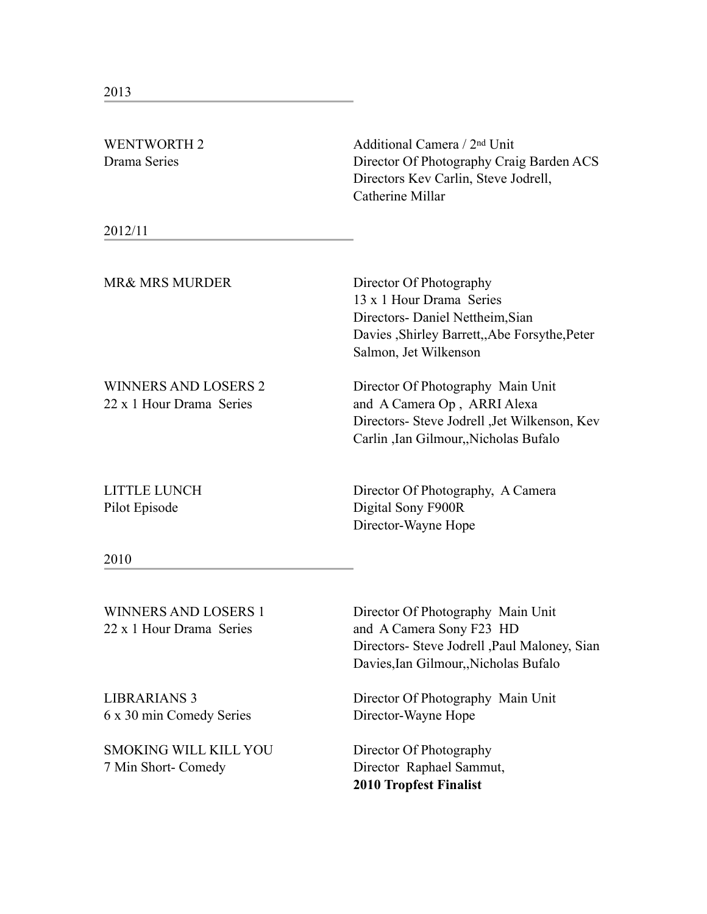## 2013

| | |
|---|---|
| WENTWORTH 2<br>Drama Series | Additional Camera / 2nd Unit<br>Director Of Photography Craig Barden ACS<br>Directors Kev Carlin, Steve Jodrell, Catherine Millar |

## 2012/11

| | |
|---|---|
| MR& MRS MURDER | Director Of Photography<br>13 x 1 Hour Drama Series<br>Directors- Daniel Nettheim,Sian Davies ,Shirley Barrett,,Abe Forsythe,Peter Salmon, Jet Wilkenson |
| WINNERS AND LOSERS 2<br>22 x 1 Hour Drama Series | Director Of Photography Main Unit and A Camera Op , ARRI Alexa<br>Directors- Steve Jodrell ,Jet Wilkenson, Kev Carlin ,Ian Gilmour,,Nicholas Bufalo |
| LITTLE LUNCH<br>Pilot Episode | Director Of Photography, A Camera<br>Digital Sony F900R<br>Director-Wayne Hope |

## 2010

| | |
|---|---|
| WINNERS AND LOSERS 1<br>22 x 1 Hour Drama Series | Director Of Photography Main Unit and A Camera Sony F23 HD<br>Directors- Steve Jodrell ,Paul Maloney, Sian Davies,Ian Gilmour,,Nicholas Bufalo |
| LIBRARIANS 3<br>6 x 30 min Comedy Series | Director Of Photography Main Unit<br>Director-Wayne Hope |
| SMOKING WILL KILL YOU<br>7 Min Short- Comedy | Director Of Photography<br>Director Raphael Sammut,<br>**2010 Tropfest Finalist** |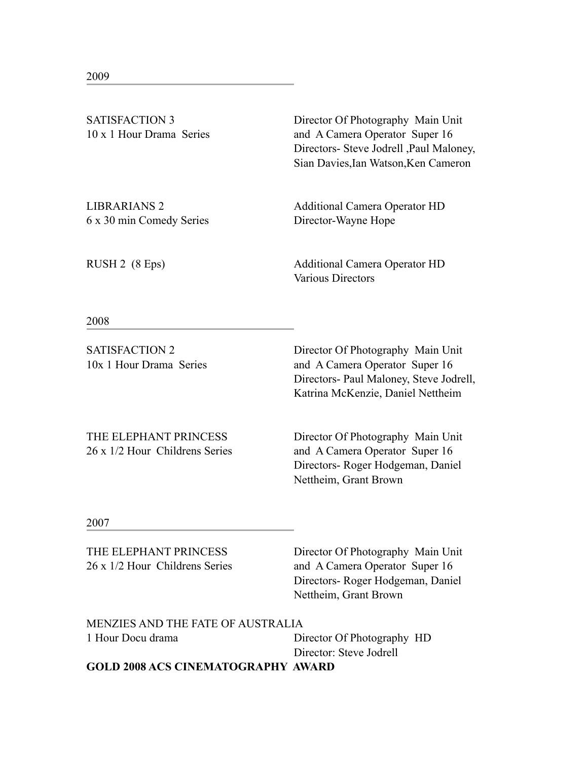## 2009

SATISFACTION 3
10 x 1 Hour Drama Series

Director Of Photography Main Unit and A Camera Operator Super 16
Directors- Steve Jodrell ,Paul Maloney, Sian Davies,Ian Watson,Ken Cameron

LIBRARIANS 2
6 x 30 min Comedy Series

Additional Camera Operator HD
Director-Wayne Hope

RUSH 2 (8 Eps)

Additional Camera Operator HD
Various Directors

## 2008

SATISFACTION 2
10x 1 Hour Drama Series

Director Of Photography Main Unit and A Camera Operator Super 16
Directors- Paul Maloney, Steve Jodrell, Katrina McKenzie, Daniel Nettheim

THE ELEPHANT PRINCESS
26 x 1/2 Hour Childrens Series

Director Of Photography Main Unit and A Camera Operator Super 16
Directors- Roger Hodgeman, Daniel Nettheim, Grant Brown

## 2007

THE ELEPHANT PRINCESS
26 x 1/2 Hour Childrens Series

Director Of Photography Main Unit and A Camera Operator Super 16
Directors- Roger Hodgeman, Daniel Nettheim, Grant Brown

MENZIES AND THE FATE OF AUSTRALIA
1 Hour Docu drama

Director Of Photography HD
Director: Steve Jodrell

**GOLD 2008 ACS CINEMATOGRAPHY AWARD**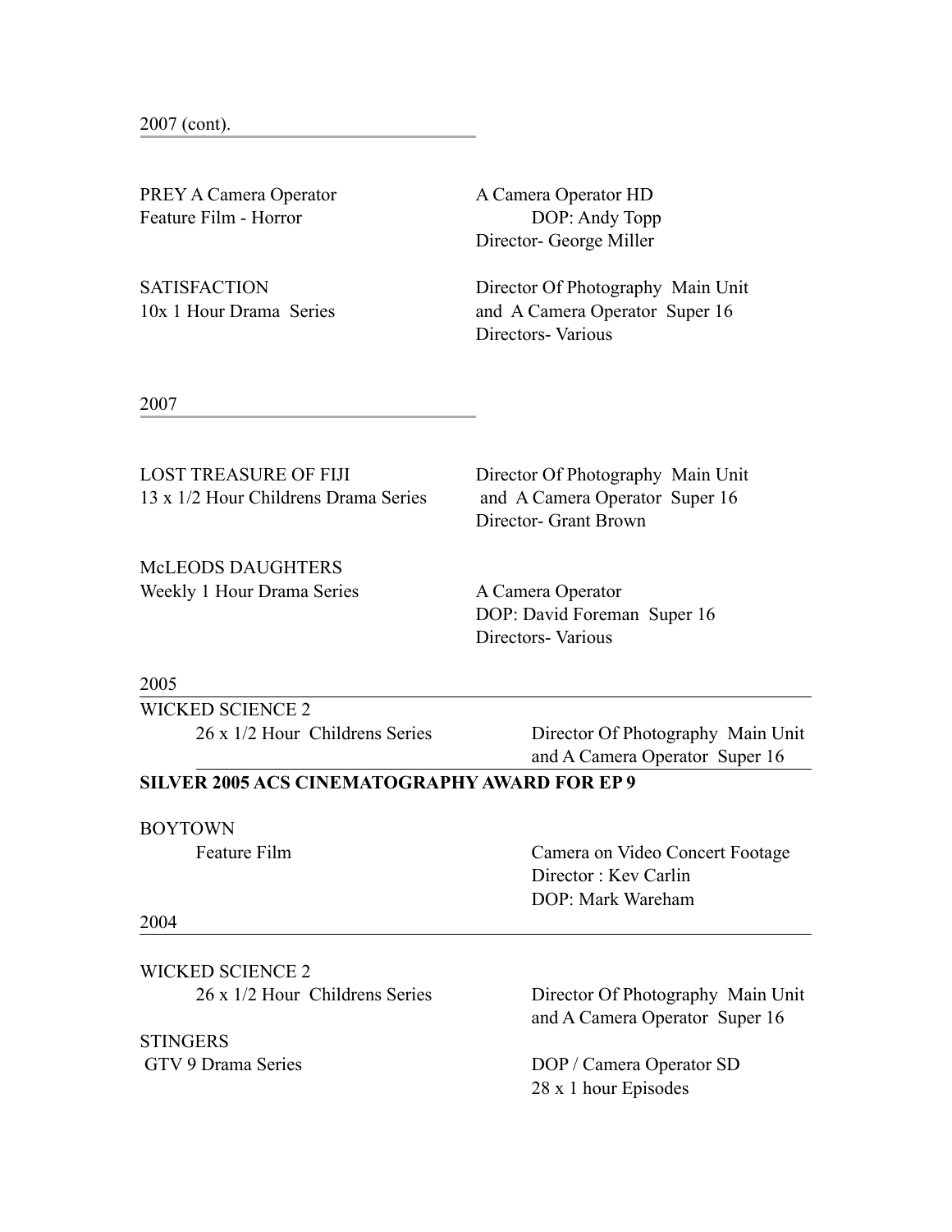## 2007 (cont).

PREY A Camera Operator
Feature Film - Horror

A Camera Operator HD
DOP: Andy Topp
Director- George Miller

SATISFACTION
10x 1 Hour Drama Series

Director Of Photography Main Unit and A Camera Operator Super 16
Directors- Various

## 2007

LOST TREASURE OF FIJI
13 x 1/2 Hour Childrens Drama Series

Director Of Photography Main Unit and A Camera Operator Super 16
Director- Grant Brown

McLEODS DAUGHTERS
Weekly 1 Hour Drama Series

A Camera Operator
DOP: David Foreman Super 16
Directors- Various

## 2005

WICKED SCIENCE 2
26 x 1/2 Hour Childrens Series

Director Of Photography Main Unit and A Camera Operator Super 16

**SILVER 2005 ACS CINEMATOGRAPHY AWARD FOR EP 9**

BOYTOWN
Feature Film

Camera on Video Concert Footage
Director : Kev Carlin
DOP: Mark Wareham

## 2004

WICKED SCIENCE 2
26 x 1/2 Hour Childrens Series

Director Of Photography Main Unit and A Camera Operator Super 16

STINGERS
GTV 9 Drama Series

DOP / Camera Operator SD
28 x 1 hour Episodes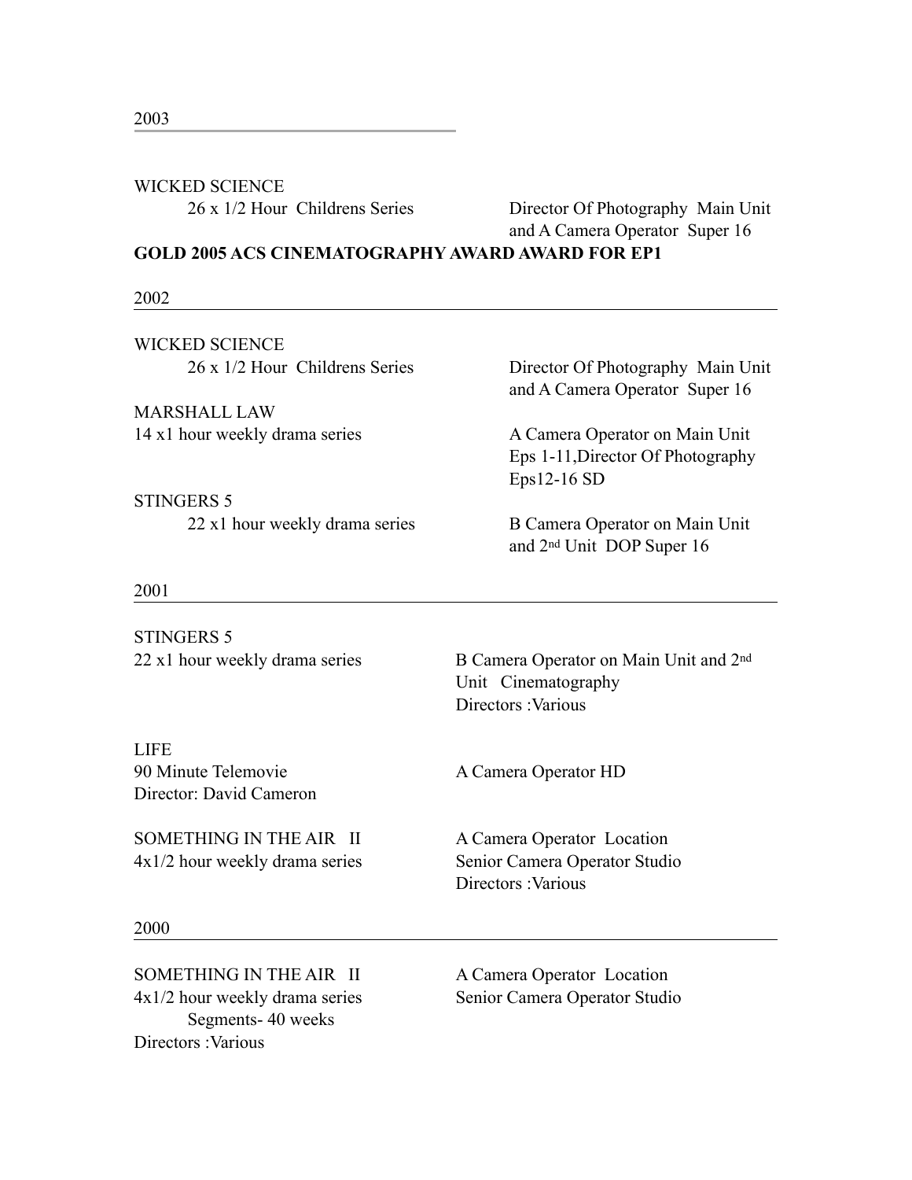## 2003

**WICKED SCIENCE**

26 x 1/2 Hour Childrens Series — Director Of Photography Main Unit and A Camera Operator Super 16

**GOLD 2005 ACS CINEMATOGRAPHY AWARD AWARD FOR EP1**

## 2002

**WICKED SCIENCE**

26 x 1/2 Hour Childrens Series — Director Of Photography Main Unit and A Camera Operator Super 16

**MARSHALL LAW**

14 x1 hour weekly drama series — A Camera Operator on Main Unit Eps 1-11,Director Of Photography Eps12-16 SD

**STINGERS 5**

22 x1 hour weekly drama series — B Camera Operator on Main Unit and 2nd Unit DOP Super 16

## 2001

**STINGERS 5**

22 x1 hour weekly drama series — B Camera Operator on Main Unit and 2nd Unit Cinematography
Directors :Various

**LIFE**

90 Minute Telemovie — A Camera Operator HD
Director: David Cameron

**SOMETHING IN THE AIR II**

4x1/2 hour weekly drama series — A Camera Operator Location, Senior Camera Operator Studio
Directors :Various

## 2000

**SOMETHING IN THE AIR II**

4x1/2 hour weekly drama series — A Camera Operator Location, Senior Camera Operator Studio
Segments- 40 weeks
Directors :Various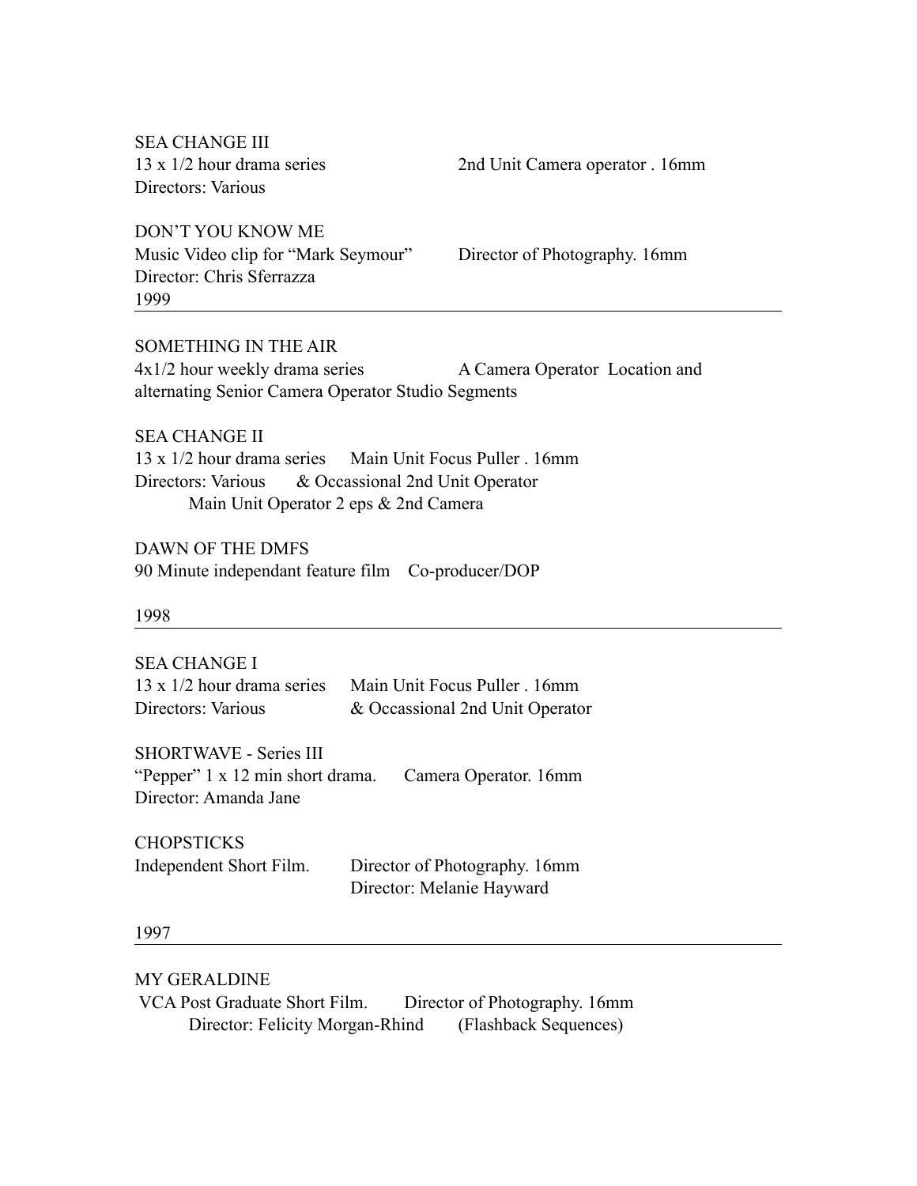SEA CHANGE III
13 x 1/2 hour drama series  2nd Unit Camera operator . 16mm
Directors: Various

DON'T YOU KNOW ME
Music Video clip for "Mark Seymour"  Director of Photography. 16mm
Director: Chris Sferrazza

1999

---

SOMETHING IN THE AIR
4x1/2 hour weekly drama series  A Camera Operator Location and alternating Senior Camera Operator Studio Segments

SEA CHANGE II
13 x 1/2 hour drama series  Main Unit Focus Puller . 16mm
Directors: Various  & Occassional 2nd Unit Operator
Main Unit Operator 2 eps & 2nd Camera

DAWN OF THE DMFS
90 Minute independant feature film  Co-producer/DOP

1998

---

SEA CHANGE I
13 x 1/2 hour drama series  Main Unit Focus Puller . 16mm
Directors: Various  & Occassional 2nd Unit Operator

SHORTWAVE - Series III
"Pepper" 1 x 12 min short drama.  Camera Operator. 16mm
Director: Amanda Jane

CHOPSTICKS
Independent Short Film.  Director of Photography. 16mm
Director: Melanie Hayward

1997

---

MY GERALDINE
VCA Post Graduate Short Film.  Director of Photography. 16mm
Director: Felicity Morgan-Rhind  (Flashback Sequences)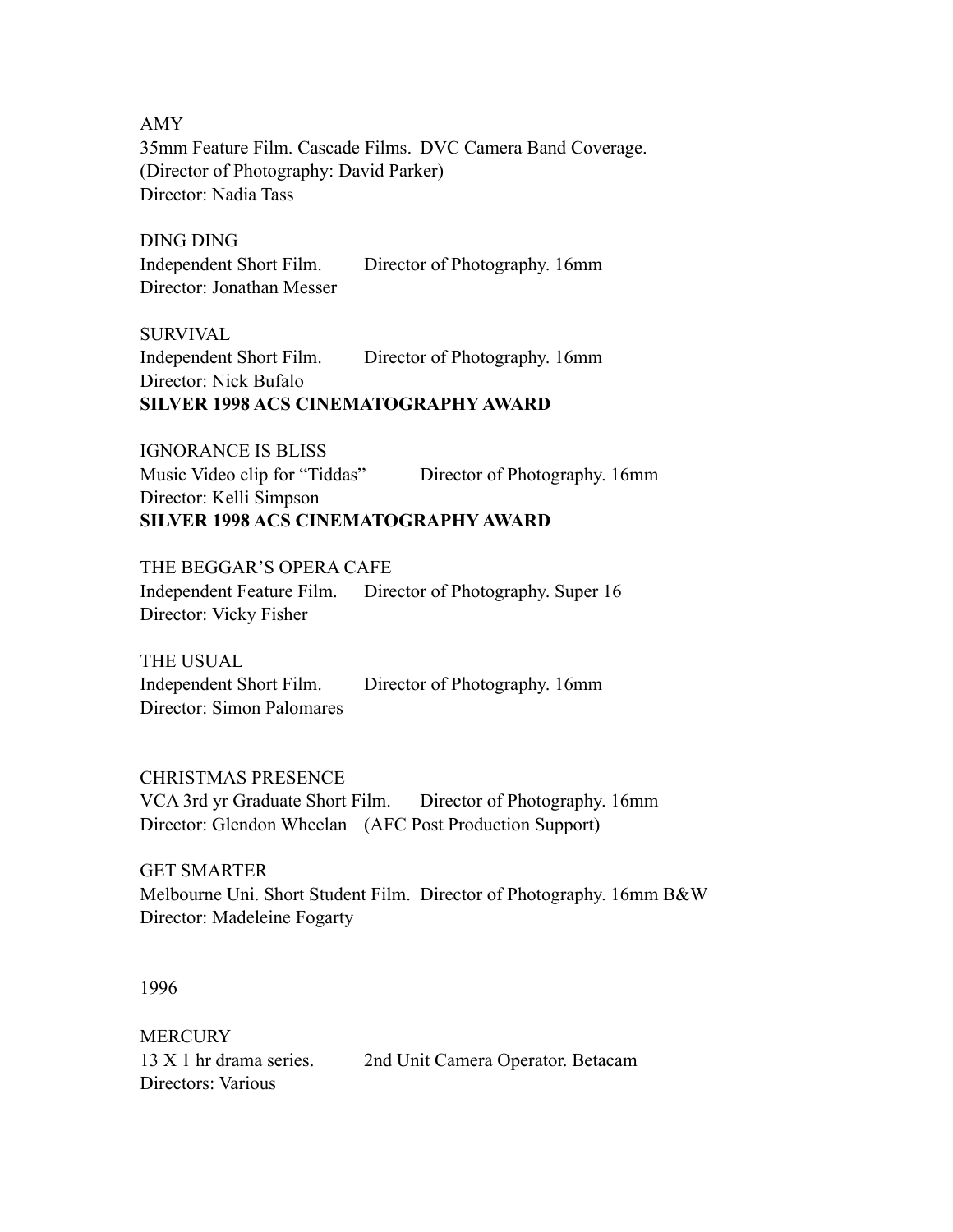AMY
35mm Feature Film. Cascade Films. DVC Camera Band Coverage.
(Director of Photography: David Parker)
Director: Nadia Tass

DING DING
Independent Short Film. Director of Photography. 16mm
Director: Jonathan Messer

SURVIVAL
Independent Short Film. Director of Photography. 16mm
Director: Nick Bufalo
**SILVER 1998 ACS CINEMATOGRAPHY AWARD**

IGNORANCE IS BLISS
Music Video clip for "Tiddas" Director of Photography. 16mm
Director: Kelli Simpson
**SILVER 1998 ACS CINEMATOGRAPHY AWARD**

THE BEGGAR'S OPERA CAFE
Independent Feature Film. Director of Photography. Super 16
Director: Vicky Fisher

THE USUAL
Independent Short Film. Director of Photography. 16mm
Director: Simon Palomares

CHRISTMAS PRESENCE
VCA 3rd yr Graduate Short Film. Director of Photography. 16mm
Director: Glendon Wheelan (AFC Post Production Support)

GET SMARTER
Melbourne Uni. Short Student Film. Director of Photography. 16mm B&W
Director: Madeleine Fogarty

## 1996

MERCURY
13 X 1 hr drama series. 2nd Unit Camera Operator. Betacam
Directors: Various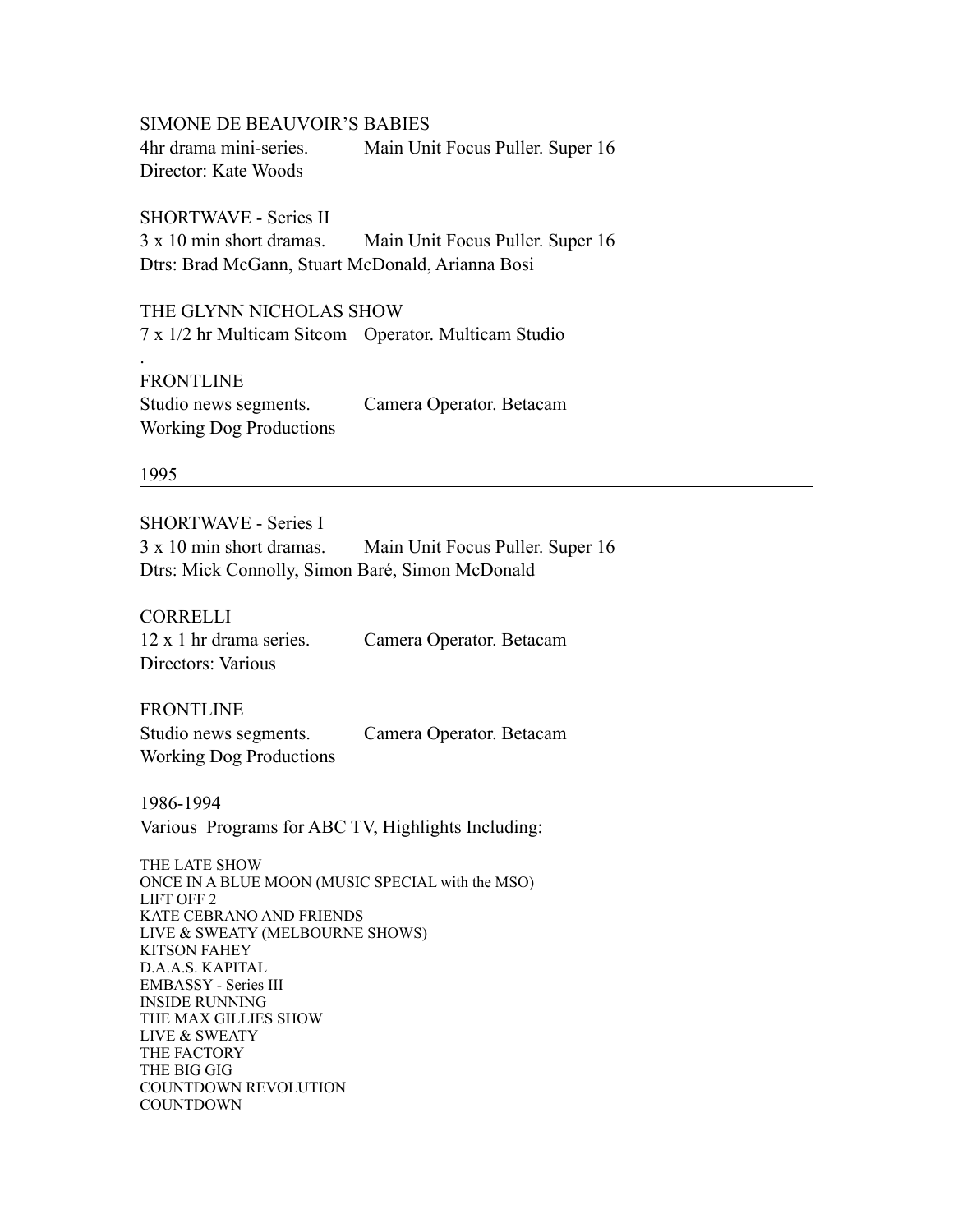SIMONE DE BEAUVOIR'S BABIES
4hr drama mini-series. Main Unit Focus Puller. Super 16
Director: Kate Woods

SHORTWAVE - Series II
3 x 10 min short dramas. Main Unit Focus Puller. Super 16
Dtrs: Brad McGann, Stuart McDonald, Arianna Bosi

THE GLYNN NICHOLAS SHOW
7 x 1/2 hr Multicam Sitcom Operator. Multicam Studio

.

FRONTLINE
Studio news segments. Camera Operator. Betacam
Working Dog Productions

## 1995

SHORTWAVE - Series I
3 x 10 min short dramas. Main Unit Focus Puller. Super 16
Dtrs: Mick Connolly, Simon Baré, Simon McDonald

CORRELLI
12 x 1 hr drama series. Camera Operator. Betacam
Directors: Various

FRONTLINE
Studio news segments. Camera Operator. Betacam
Working Dog Productions

## 1986-1994
Various Programs for ABC TV, Highlights Including:

THE LATE SHOW
ONCE IN A BLUE MOON (MUSIC SPECIAL with the MSO)
LIFT OFF 2
KATE CEBRANO AND FRIENDS
LIVE & SWEATY (MELBOURNE SHOWS)
KITSON FAHEY
D.A.A.S. KAPITAL
EMBASSY - Series III
INSIDE RUNNING
THE MAX GILLIES SHOW
LIVE & SWEATY
THE FACTORY
THE BIG GIG
COUNTDOWN REVOLUTION
COUNTDOWN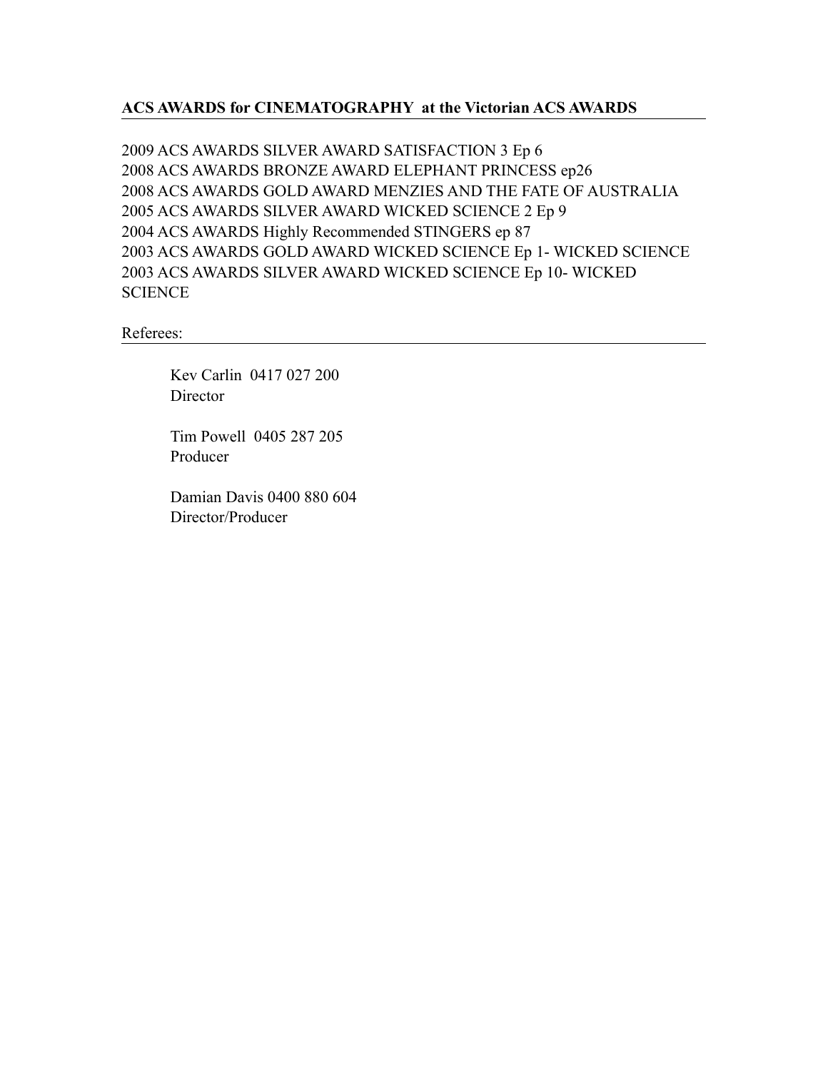**ACS AWARDS for CINEMATOGRAPHY at the Victorian ACS AWARDS**

2009 ACS AWARDS SILVER AWARD SATISFACTION 3 Ep 6
2008 ACS AWARDS BRONZE AWARD ELEPHANT PRINCESS ep26
2008 ACS AWARDS GOLD AWARD MENZIES AND THE FATE OF AUSTRALIA
2005 ACS AWARDS SILVER AWARD WICKED SCIENCE 2 Ep 9
2004 ACS AWARDS Highly Recommended STINGERS ep 87
2003 ACS AWARDS GOLD AWARD WICKED SCIENCE Ep 1- WICKED SCIENCE
2003 ACS AWARDS SILVER AWARD WICKED SCIENCE Ep 10- WICKED SCIENCE

Referees:

Kev Carlin 0417 027 200
Director

Tim Powell 0405 287 205
Producer

Damian Davis 0400 880 604
Director/Producer